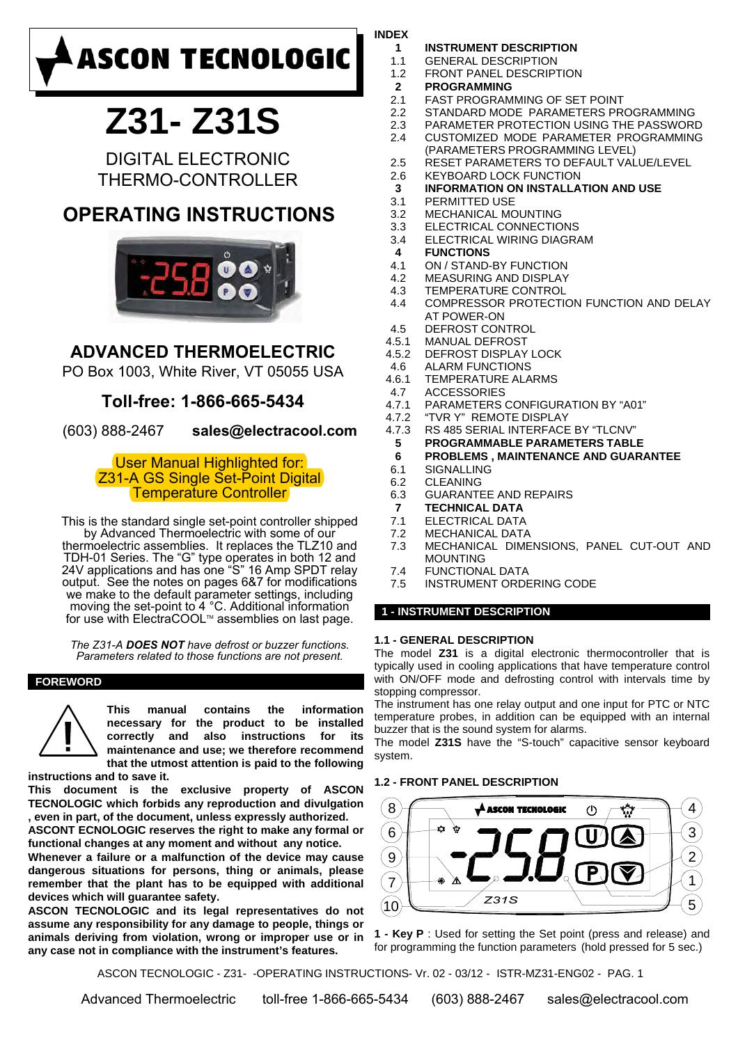# ASCON TECNOLOGIC

# Z31- Z31S

DIGITAL ELECTRONIC
THERMO-CONTROLLER

## OPERATING INSTRUCTIONS

## ADVANCED THERMOELECTRIC

PO Box 1003, White River, VT 05055 USA

### Toll-free: 1-866-665-5434

(603) 888-2467 **sales@electracool.com**

User Manual Highlighted for:
Z31-A GS Single Set-Point Digital
Temperature Controller

This is the standard single set-point controller shipped by Advanced Thermoelectric with some of our thermoelectric assemblies. It replaces the TLZ10 and TDH-01 Series. The "G" type operates in both 12 and 24V applications and has one "S" 16 Amp SPDT relay output. See the notes on pages 6&7 for modifications we make to the default parameter settings, including moving the set-point to 4 °C. Additional information for use with ElectraCOOL™ assemblies on last page.

*The Z31-A **DOES NOT** have defrost or buzzer functions. Parameters related to those functions are not present.*

## FOREWORD

**This manual contains the information necessary for the product to be installed correctly and also instructions for its maintenance and use; we therefore recommend that the utmost attention is paid to the following instructions and to save it.**

**This document is the exclusive property of ASCON TECNOLOGIC which forbids any reproduction and divulgation , even in part, of the document, unless expressly authorized.**

**ASCONT ECNOLOGIC reserves the right to make any formal or functional changes at any moment and without any notice.**

**Whenever a failure or a malfunction of the device may cause dangerous situations for persons, thing or animals, please remember that the plant has to be equipped with additional devices which will guarantee safety.**

**ASCON TECNOLOGIC and its legal representatives do not assume any responsibility for any damage to people, things or animals deriving from violation, wrong or improper use or in any case not in compliance with the instrument's features.**

## INDEX

- **1 INSTRUMENT DESCRIPTION**
  - 1.1 GENERAL DESCRIPTION
  - 1.2 FRONT PANEL DESCRIPTION
- **2 PROGRAMMING**
  - 2.1 FAST PROGRAMMING OF SET POINT
  - 2.2 STANDARD MODE PARAMETERS PROGRAMMING
  - 2.3 PARAMETER PROTECTION USING THE PASSWORD
  - 2.4 CUSTOMIZED MODE PARAMETER PROGRAMMING (PARAMETERS PROGRAMMING LEVEL)
  - 2.5 RESET PARAMETERS TO DEFAULT VALUE/LEVEL
  - 2.6 KEYBOARD LOCK FUNCTION
- **3 INFORMATION ON INSTALLATION AND USE**
  - 3.1 PERMITTED USE
  - 3.2 MECHANICAL MOUNTING
  - 3.3 ELECTRICAL CONNECTIONS
  - 3.4 ELECTRICAL WIRING DIAGRAM
- **4 FUNCTIONS**
  - 4.1 ON / STAND-BY FUNCTION
  - 4.2 MEASURING AND DISPLAY
  - 4.3 TEMPERATURE CONTROL
  - 4.4 COMPRESSOR PROTECTION FUNCTION AND DELAY AT POWER-ON
  - 4.5 DEFROST CONTROL
  - 4.5.1 MANUAL DEFROST
  - 4.5.2 DEFROST DISPLAY LOCK
  - 4.6 ALARM FUNCTIONS
  - 4.6.1 TEMPERATURE ALARMS
  - 4.7 ACCESSORIES
  - 4.7.1 PARAMETERS CONFIGURATION BY "A01"
  - 4.7.2 "TVR Y" REMOTE DISPLAY
  - 4.7.3 RS 485 SERIAL INTERFACE BY "TLCNV"
- **5 PROGRAMMABLE PARAMETERS TABLE**
- **6 PROBLEMS , MAINTENANCE AND GUARANTEE**
  - 6.1 SIGNALLING
  - 6.2 CLEANING
  - 6.3 GUARANTEE AND REPAIRS
- **7 TECHNICAL DATA**
  - 7.1 ELECTRICAL DATA
  - 7.2 MECHANICAL DATA
  - 7.3 MECHANICAL DIMENSIONS, PANEL CUT-OUT AND MOUNTING
  - 7.4 FUNCTIONAL DATA
  - 7.5 INSTRUMENT ORDERING CODE

## 1 - INSTRUMENT DESCRIPTION

### 1.1 - GENERAL DESCRIPTION

The model **Z31** is a digital electronic thermocontroller that is typically used in cooling applications that have temperature control with ON/OFF mode and defrosting control with intervals time by stopping compressor.

The instrument has one relay output and one input for PTC or NTC temperature probes, in addition can be equipped with an internal buzzer that is the sound system for alarms.

The model **Z31S** have the "S-touch" capacitive sensor keyboard system.

### 1.2 - FRONT PANEL DESCRIPTION

**1 - Key P** : Used for setting the Set point (press and release) and for programming the function parameters (hold pressed for 5 sec.)

Advanced Thermoelectric toll-free 1-866-665-5434 (603) 888-2467 sales@electracool.com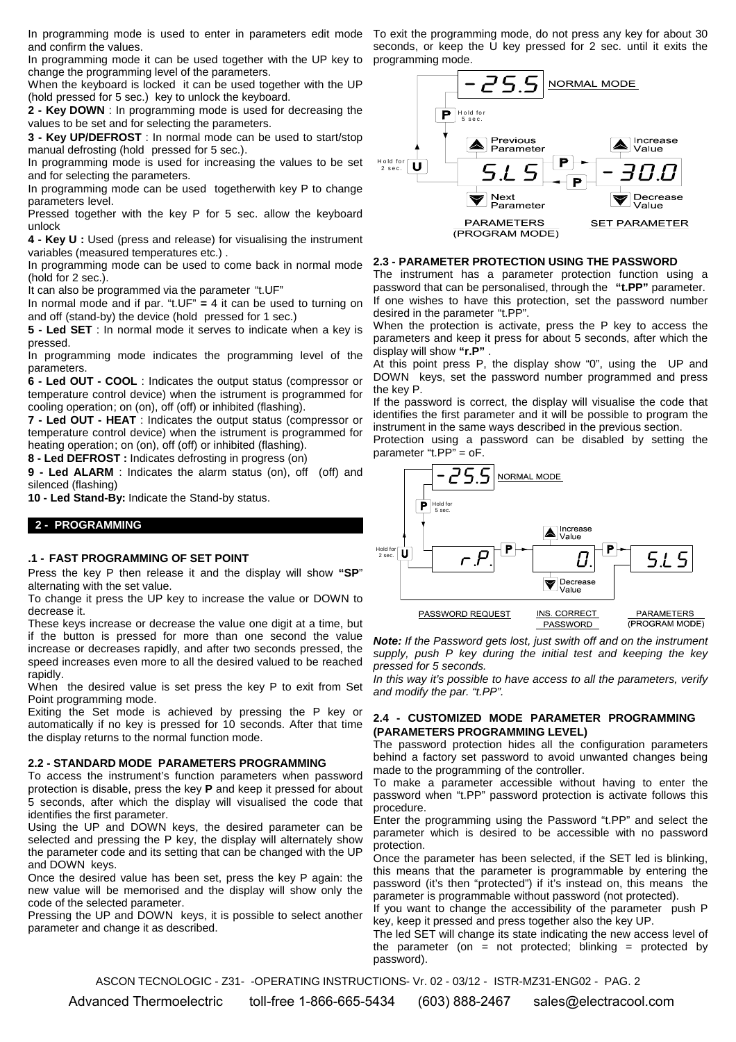In programming mode is used to enter in parameters edit mode and confirm the values.

In programming mode it can be used together with the UP key to change the programming level of the parameters.

When the keyboard is locked it can be used together with the UP (hold pressed for 5 sec.) key to unlock the keyboard.

**2 - Key DOWN** : In programming mode is used for decreasing the values to be set and for selecting the parameters.

**3 - Key UP/DEFROST** : In normal mode can be used to start/stop manual defrosting (hold pressed for 5 sec.).

In programming mode is used for increasing the values to be set and for selecting the parameters.

In programming mode can be used togetherwith key P to change parameters level.

Pressed together with the key P for 5 sec. allow the keyboard unlock

**4 - Key U :** Used (press and release) for visualising the instrument variables (measured temperatures etc.) .

In programming mode can be used to come back in normal mode (hold for 2 sec.).

It can also be programmed via the parameter "t.UF"

In normal mode and if par. "t.UF" **=** 4 it can be used to turning on and off (stand-by) the device (hold pressed for 1 sec.)

**5 - Led SET** : In normal mode it serves to indicate when a key is pressed.

In programming mode indicates the programming level of the parameters.

**6 - Led OUT - COOL** : Indicates the output status (compressor or temperature control device) when the istrument is programmed for cooling operation; on (on), off (off) or inhibited (flashing).

**7 - Led OUT - HEAT** : Indicates the output status (compressor or temperature control device) when the istrument is programmed for heating operation; on (on), off (off) or inhibited (flashing).

**8 - Led DEFROST :** Indicates defrosting in progress (on)

**9 - Led ALARM** : Indicates the alarm status (on), off (off) and silenced (flashing)

**10 - Led Stand-By:** Indicate the Stand-by status.

## 2 - PROGRAMMING

### .1 - FAST PROGRAMMING OF SET POINT

Press the key P then release it and the display will show **"SP"** alternating with the set value.

To change it press the UP key to increase the value or DOWN to decrease it.

These keys increase or decrease the value one digit at a time, but if the button is pressed for more than one second the value increase or decreases rapidly, and after two seconds pressed, the speed increases even more to all the desired valued to be reached rapidly.

When the desired value is set press the key P to exit from Set Point programming mode.

Exiting the Set mode is achieved by pressing the P key or automatically if no key is pressed for 10 seconds. After that time the display returns to the normal function mode.

### 2.2 - STANDARD MODE PARAMETERS PROGRAMMING

To access the instrument's function parameters when password protection is disable, press the key **P** and keep it pressed for about 5 seconds, after which the display will visualised the code that identifies the first parameter.

Using the UP and DOWN keys, the desired parameter can be selected and pressing the P key, the display will alternately show the parameter code and its setting that can be changed with the UP and DOWN keys.

Once the desired value has been set, press the key P again: the new value will be memorised and the display will show only the code of the selected parameter.

Pressing the UP and DOWN keys, it is possible to select another parameter and change it as described.

To exit the programming mode, do not press any key for about 30 seconds, or keep the U key pressed for 2 sec. until it exits the programming mode.

-25.5 NORMAL MODE
P Hold for 5 sec.
Hold for 2 sec. U — S.L S — Previous Parameter / Next Parameter — P — -30.0 — Increase Value / Decrease Value
PARAMETERS (PROGRAM MODE) SET PARAMETER

### 2.3 - PARAMETER PROTECTION USING THE PASSWORD

The instrument has a parameter protection function using a password that can be personalised, through the **"t.PP"** parameter.

If one wishes to have this protection, set the password number desired in the parameter "t.PP".

When the protection is activate, press the P key to access the parameters and keep it press for about 5 seconds, after which the display will show **"r.P"** .

At this point press P, the display show "0", using the UP and DOWN keys, set the password number programmed and press the key P.

If the password is correct, the display will visualise the code that identifies the first parameter and it will be possible to program the instrument in the same ways described in the previous section.

Protection using a password can be disabled by setting the parameter "t.PP" = oF.

-25.5 NORMAL MODE
P Hold for 5 sec.
Hold for 2 sec. U — r.P. — P — 0. (Increase Value / Decrease Value) — P — S.L S
PASSWORD REQUEST INS. CORRECT PASSWORD PARAMETERS (PROGRAM MODE)

***Note:** If the Password gets lost, just swith off and on the instrument supply, push P key during the initial test and keeping the key pressed for 5 seconds.*

*In this way it's possible to have access to all the parameters, verify and modify the par. "t.PP".*

### 2.4 - CUSTOMIZED MODE PARAMETER PROGRAMMING (PARAMETERS PROGRAMMING LEVEL)

The password protection hides all the configuration parameters behind a factory set password to avoid unwanted changes being made to the programming of the controller.

To make a parameter accessible without having to enter the password when "t.PP" password protection is activate follows this procedure.

Enter the programming using the Password "t.PP" and select the parameter which is desired to be accessible with no password protection.

Once the parameter has been selected, if the SET led is blinking, this means that the parameter is programmable by entering the password (it's then "protected") if it's instead on, this means the parameter is programmable without password (not protected).

If you want to change the accessibility of the parameter push P key, keep it pressed and press together also the key UP.

The led SET will change its state indicating the new access level of the parameter (on = not protected; blinking = protected by password).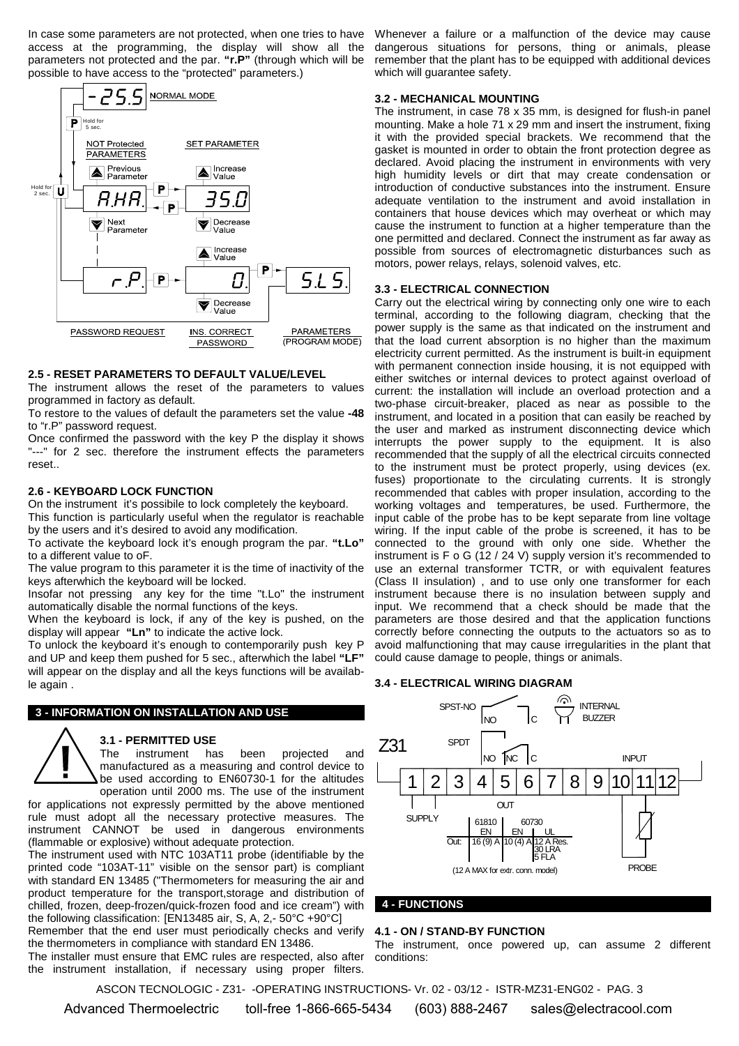In case some parameters are not protected, when one tries to have access at the programming, the display will show all the parameters not protected and the par. **"r.P"** (through which will be possible to have access to the "protected" parameters.)

NORMAL MODE

-25.5

Hold for 5 sec.

NOT Protected PARAMETERS | SET PARAMETER

Previous Parameter | Increase Value

Hold for 2 sec.

A.HA. | 35.0

Next Parameter | Decrease Value

Increase Value

r.P. | 0. | S.L.S.

Decrease Value

PASSWORD REQUEST | INS. CORRECT PASSWORD | PARAMETERS (PROGRAM MODE)

### 2.5 - RESET PARAMETERS TO DEFAULT VALUE/LEVEL

The instrument allows the reset of the parameters to values programmed in factory as default.

To restore to the values of default the parameters set the value **-48** to "r.P" password request.

Once confirmed the password with the key P the display it shows "---" for 2 sec. therefore the instrument effects the parameters reset..

### 2.6 - KEYBOARD LOCK FUNCTION

On the instrument it's possibile to lock completely the keyboard.

This function is particularly useful when the regulator is reachable by the users and it's desired to avoid any modification.

To activate the keyboard lock it's enough program the par. **"t.Lo"** to a different value to oF.

The value program to this parameter it is the time of inactivity of the keys afterwhich the keyboard will be locked.

Insofar not pressing any key for the time "t.Lo" the instrument automatically disable the normal functions of the keys.

When the keyboard is lock, if any of the key is pushed, on the display will appear **"Ln"** to indicate the active lock.

To unlock the keyboard it's enough to contemporarily push key P and UP and keep them pushed for 5 sec., afterwhich the label **"LF"** will appear on the display and all the keys functions will be available again .

## 3 - INFORMATION ON INSTALLATION AND USE

### 3.1 - PERMITTED USE

The instrument has been projected and manufactured as a measuring and control device to be used according to EN60730-1 for the altitudes operation until 2000 ms. The use of the instrument for applications not expressly permitted by the above mentioned rule must adopt all the necessary protective measures. The instrument CANNOT be used in dangerous environments (flammable or explosive) without adequate protection.

The instrument used with NTC 103AT11 probe (identifiable by the printed code "103AT-11" visible on the sensor part) is compliant with standard EN 13485 ("Thermometers for measuring the air and product temperature for the transport,storage and distribution of chilled, frozen, deep-frozen/quick-frozen food and ice cream") with the following classification: [EN13485 air, S, A, 2,- 50°C +90°C]

Remember that the end user must periodically checks and verify the thermometers in compliance with standard EN 13486.

The installer must ensure that EMC rules are respected, also after the instrument installation, if necessary using proper filters.

Whenever a failure or a malfunction of the device may cause dangerous situations for persons, thing or animals, please remember that the plant has to be equipped with additional devices which will guarantee safety.

### 3.2 - MECHANICAL MOUNTING

The instrument, in case 78 x 35 mm, is designed for flush-in panel mounting. Make a hole 71 x 29 mm and insert the instrument, fixing it with the provided special brackets. We recommend that the gasket is mounted in order to obtain the front protection degree as declared. Avoid placing the instrument in environments with very high humidity levels or dirt that may create condensation or introduction of conductive substances into the instrument. Ensure adequate ventilation to the instrument and avoid installation in containers that house devices which may overheat or which may cause the instrument to function at a higher temperature than the one permitted and declared. Connect the instrument as far away as possible from sources of electromagnetic disturbances such as motors, power relays, relays, solenoid valves, etc.

### 3.3 - ELECTRICAL CONNECTION

Carry out the electrical wiring by connecting only one wire to each terminal, according to the following diagram, checking that the power supply is the same as that indicated on the instrument and that the load current absorption is no higher than the maximum electricity current permitted. As the instrument is built-in equipment with permanent connection inside housing, it is not equipped with either switches or internal devices to protect against overload of current: the installation will include an overload protection and a two-phase circuit-breaker, placed as near as possible to the instrument, and located in a position that can easily be reached by the user and marked as instrument disconnecting device which interrupts the power supply to the equipment. It is also recommended that the supply of all the electrical circuits connected to the instrument must be protect properly, using devices (ex. fuses) proportionate to the circulating currents. It is strongly recommended that cables with proper insulation, according to the working voltages and temperatures, be used. Furthermore, the input cable of the probe has to be kept separate from line voltage wiring. If the input cable of the probe is screened, it has to be connected to the ground with only one side. Whether the instrument is F o G (12 / 24 V) supply version it's recommended to use an external transformer TCTR, or with equivalent features (Class II insulation) , and to use only one transformer for each instrument because there is no insulation between supply and input. We recommend that a check should be made that the parameters are those desired and that the application functions correctly before connecting the outputs to the actuators so as to avoid malfunctioning that may cause irregularities in the plant that could cause damage to people, things or animals.

### 3.4 - ELECTRICAL WIRING DIAGRAM

Z31

SPST-NO: NO, C — INTERNAL BUZZER

SPDT: NO, NC, C

INPUT

1 | 2 | 3 | 4 | 5 | 6 | 7 | 8 | 9 | 10 | 11 | 12

SUPPLY — OUT — PROBE

| Out: | 61810 EN | 60730 EN | UL |
|---|---|---|---|
| | 16 (9) A | 10 (4) A | 12 A Res. 30 LRA 5 FLA |

(12 A MAX for extr. conn. model)

## 4 - FUNCTIONS

### 4.1 - ON / STAND-BY FUNCTION

The instrument, once powered up, can assume 2 different conditions: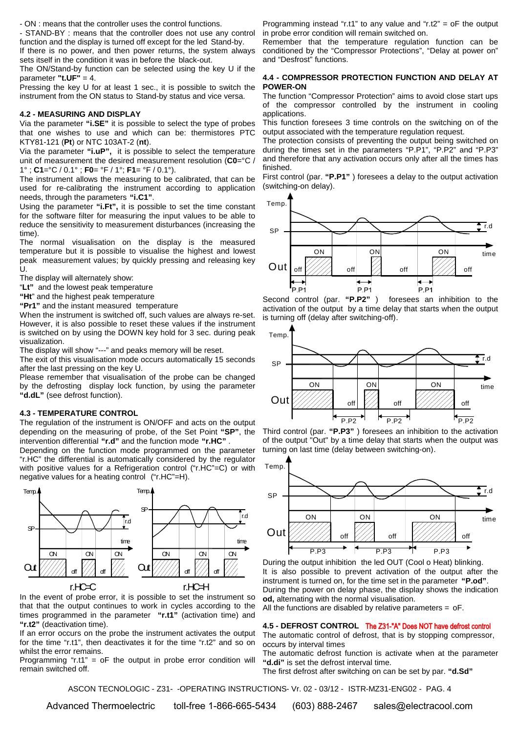- ON : means that the controller uses the control functions.
- STAND-BY : means that the controller does not use any control function and the display is turned off except for the led Stand-by.

If there is no power, and then power returns, the system always sets itself in the condition it was in before the black-out.

The ON/Stand-by function can be selected using the key U if the parameter **"t.UF"** = 4.

Pressing the key U for at least 1 sec., it is possible to switch the instrument from the ON status to Stand-by status and vice versa.

### 4.2 - MEASURING AND DISPLAY

Via the parameter **"i.SE"** it is possible to select the type of probes that one wishes to use and which can be: thermistores PTC KTY81-121 (**Pt**) or NTC 103AT-2 (**nt**).

Via the parameter **"i.uP",** it is possible to select the temperature unit of measurement the desired measurement resolution (**C0**=°C / 1° ; **C1**=°C / 0.1° ; **F0**= °F / 1°; **F1**= °F / 0.1°).

The instrument allows the measuring to be calibrated, that can be used for re-calibrating the instrument according to application needs, through the parameters **"i.C1"**.

Using the parameter **"i.Ft",** it is possible to set the time constant for the software filter for measuring the input values to be able to reduce the sensitivity to measurement disturbances (increasing the time).

The normal visualisation on the display is the measured temperature but it is possible to visualise the highest and lowest peak measurement values; by quickly pressing and releasing key U.

The display will alternately show:

"**Lt"** and the lowest peak temperature
**"Ht"** and the highest peak temperature
**"Pr1"** and the instant measured temperature

When the instrument is switched off, such values are always re-set. However, it is also possible to reset these values if the instrument is switched on by using the DOWN key hold for 3 sec. during peak visualization.

The display will show "---" and peaks memory will be reset.

The exit of this visualisation mode occurs automatically 15 seconds after the last pressing on the key U.

Please remember that visualisation of the probe can be changed by the defrosting display lock function, by using the parameter **"d.dL"** (see defrost function).

### 4.3 - TEMPERATURE CONTROL

The regulation of the instrument is ON/OFF and acts on the output depending on the measuring of probe, of the Set Point **"SP"**, the intervention differential **"r.d"** and the function mode **"r.HC"** .

Depending on the function mode programmed on the parameter "r.HC" the differential is automatically considered by the regulator with positive values for a Refrigeration control ("r.HC"=C) or with negative values for a heating control ("r.HC"=H).

r.HC=C    r.HC=H

In the event of probe error, it is possible to set the instrument so that that the output continues to work in cycles according to the times programmed in the parameter **"r.t1"** (activation time) and **"r.t2"** (deactivation time).

If an error occurs on the probe the instrument activates the output for the time "r.t1", then deactivates it for the time "r.t2" and so on whilst the error remains.

Programming "r.t1" = oF the output in probe error condition will remain switched off.

Programming instead "r.t1" to any value and "r.t2" = oF the output in probe error condition will remain switched on.

Remember that the temperature regulation function can be conditioned by the "Compressor Protections", "Delay at power on" and "Desfrost" functions.

### 4.4 - COMPRESSOR PROTECTION FUNCTION AND DELAY AT POWER-ON

The function "Compressor Protection" aims to avoid close start ups of the compressor controlled by the instrument in cooling applications.

This function foresees 3 time controls on the switching on of the output associated with the temperature regulation request.

The protection consists of preventing the output being switched on during the times set in the parameters "P.P1", "P.P2" and "P.P3" and therefore that any activation occurs only after all the times has finished.

First control (par. **"P.P1"** ) foresees a delay to the output activation (switching-on delay).

Second control (par. **"P.P2"** ) foresees an inhibition to the activation of the output by a time delay that starts when the output is turning off (delay after switching-off).

Third control (par. **"P.P3"** ) foresees an inhibition to the activation of the output "Out" by a time delay that starts when the output was turning on last time (delay between switching-on).

During the output inhibition the led OUT (Cool o Heat) blinking.

It is also possible to prevent activation of the output after the instrument is turned on, for the time set in the parameter **"P.od"**.

During the power on delay phase, the display shows the indication **od,** alternating with the normal visualisation.

All the functions are disabled by relative parameters = oF.

### 4.5 - DEFROST CONTROL   The Z31-"A" Does NOT have defrost control

The automatic control of defrost, that is by stopping compressor, occurs by interval times

The automatic defrost function is activate when at the parameter **"d.di"** is set the defrost interval time.

The first defrost after switching on can be set by par. **"d.Sd"**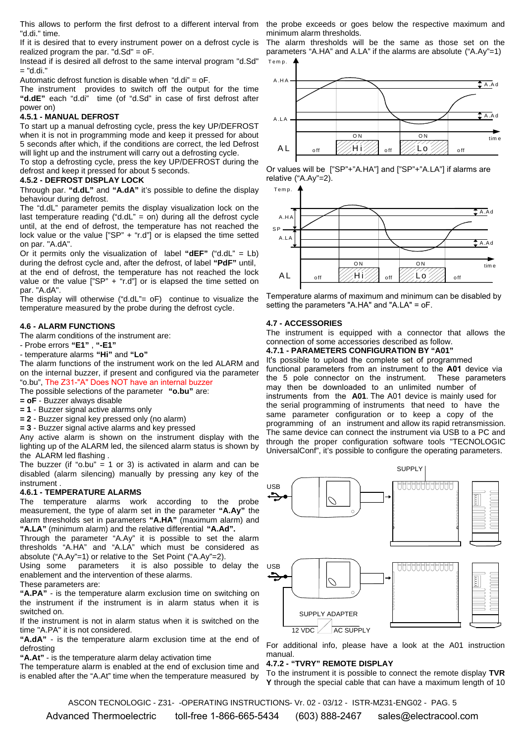This allows to perform the first defrost to a different interval from "d.di." time.

If it is desired that to every instrument power on a defrost cycle is realized program the par. "d.Sd" = oF.

Instead if is desired all defrost to the same interval program "d.Sd" = "d.di."

Automatic defrost function is disable when "d.di" = oF.

The instrument provides to switch off the output for the time **"d.dE"** each "d.di" time (of "d.Sd" in case of first defrost after power on)

### 4.5.1 - MANUAL DEFROST

To start up a manual defrosting cycle, press the key UP/DEFROST when it is not in programming mode and keep it pressed for about 5 seconds after which, if the conditions are correct, the led Defrost will light up and the instrument will carry out a defrosting cycle.

To stop a defrosting cycle, press the key UP/DEFROST during the defrost and keep it pressed for about 5 seconds.

### 4.5.2 - DEFROST DISPLAY LOCK

Through par. **"d.dL"** and **"A.dA"** it's possible to define the display behaviour during defrost.

The "d.dL" parameter pemits the display visualization lock on the last temperature reading ("d.dL" = on) during all the defrost cycle until, at the end of defrost, the temperature has not reached the lock value or the value ["SP" + "r.d"] or is elapsed the time setted on par. "A.dA".

Or it permits only the visualization of label **"dEF"** ("d.dL" = Lb) during the defrost cycle and, after the defrost, of label **"PdF"** until, at the end of defrost, the temperature has not reached the lock value or the value ["SP" + "r.d"] or is elapsed the time setted on par. "A.dA".

The display will otherwise ("d.dL"= oF) continue to visualize the temperature measured by the probe during the defrost cycle.

## 4.6 - ALARM FUNCTIONS

The alarm conditions of the instrument are:

- Probe errors **"E1"** , **"-E1"**
- temperature alarms **"Hi"** and **"Lo"**

The alarm functions of the instrument work on the led ALARM and on the internal buzzer, if present and configured via the parameter "o.bu", The Z31-"A" Does NOT have an internal buzzer

The possible selections of the parameter **"o.bu"** are:

**= oF** - Buzzer always disable
**= 1** - Buzzer signal active alarms only
**= 2** - Buzzer signal key pressed only (no alarm)
**= 3** - Buzzer signal active alarms and key pressed

Any active alarm is shown on the instrument display with the lighting up of the ALARM led, the silenced alarm status is shown by the ALARM led flashing .

The buzzer (if "o.bu" = 1 or 3) is activated in alarm and can be disabled (alarm silencing) manually by pressing any key of the instrument .

### 4.6.1 - TEMPERATURE ALARMS

The temperature alarms work according to the probe measurement, the type of alarm set in the parameter **"A.Ay"** the alarm thresholds set in parameters **"A.HA"** (maximum alarm) and **"A.LA"** (minimum alarm) and the relative differential **"A.Ad".**

Through the parameter "A.Ay" it is possible to set the alarm thresholds "A.HA" and "A.LA" which must be considered as absolute ("A.Ay"=1) or relative to the Set Point ("A.Ay"=2).

Using some parameters it is also possible to delay the enablement and the intervention of these alarms.

These parameters are:

**"A.PA"** - is the temperature alarm exclusion time on switching on the instrument if the instrument is in alarm status when it is switched on.

If the instrument is not in alarm status when it is switched on the time "A.PA" it is not considered.

**"A.dA"** - is the temperature alarm exclusion time at the end of defrosting

**"A.At"** - is the temperature alarm delay activation time

The temperature alarm is enabled at the end of exclusion time and is enabled after the "A.At" time when the temperature measured by the probe exceeds or goes below the respective maximum and minimum alarm thresholds.

The alarm thresholds will be the same as those set on the parameters "A.HA" and A.LA" if the alarms are absolute ("A.Ay"=1)

Or values will be ["SP"+"A.HA"] and ["SP"+"A.LA"] if alarms are relative ("A.Ay"=2).

Temperature alarms of maximum and minimum can be disabled by setting the parameters "A.HA" and "A.LA" = oF.

## 4.7 - ACCESSORIES

The instrument is equipped with a connector that allows the connection of some accessories described as follow.

### 4.7.1 - PARAMETERS CONFIGURATION BY "A01"

It's possible to upload the complete set of programmed functional parameters from an instrument to the **A01** device via the 5 pole connector on the instrument. These parameters may then be downloaded to an unlimited number of instruments from the **A01**. The A01 device is mainly used for the serial programming of instruments that need to have the same parameter configuration or to keep a copy of the programming of an instrument and allow its rapid retransmission. The same device can connect the instrument via USB to a PC and through the proper configuration software tools "TECNOLOGIC UniversalConf", it's possible to configure the operating parameters.

For additional info, please have a look at the A01 instruction manual.

### 4.7.2 - "TVRY" REMOTE DISPLAY

To the instrument it is possible to connect the remote display **TVR Y** through the special cable that can have a maximum length of 10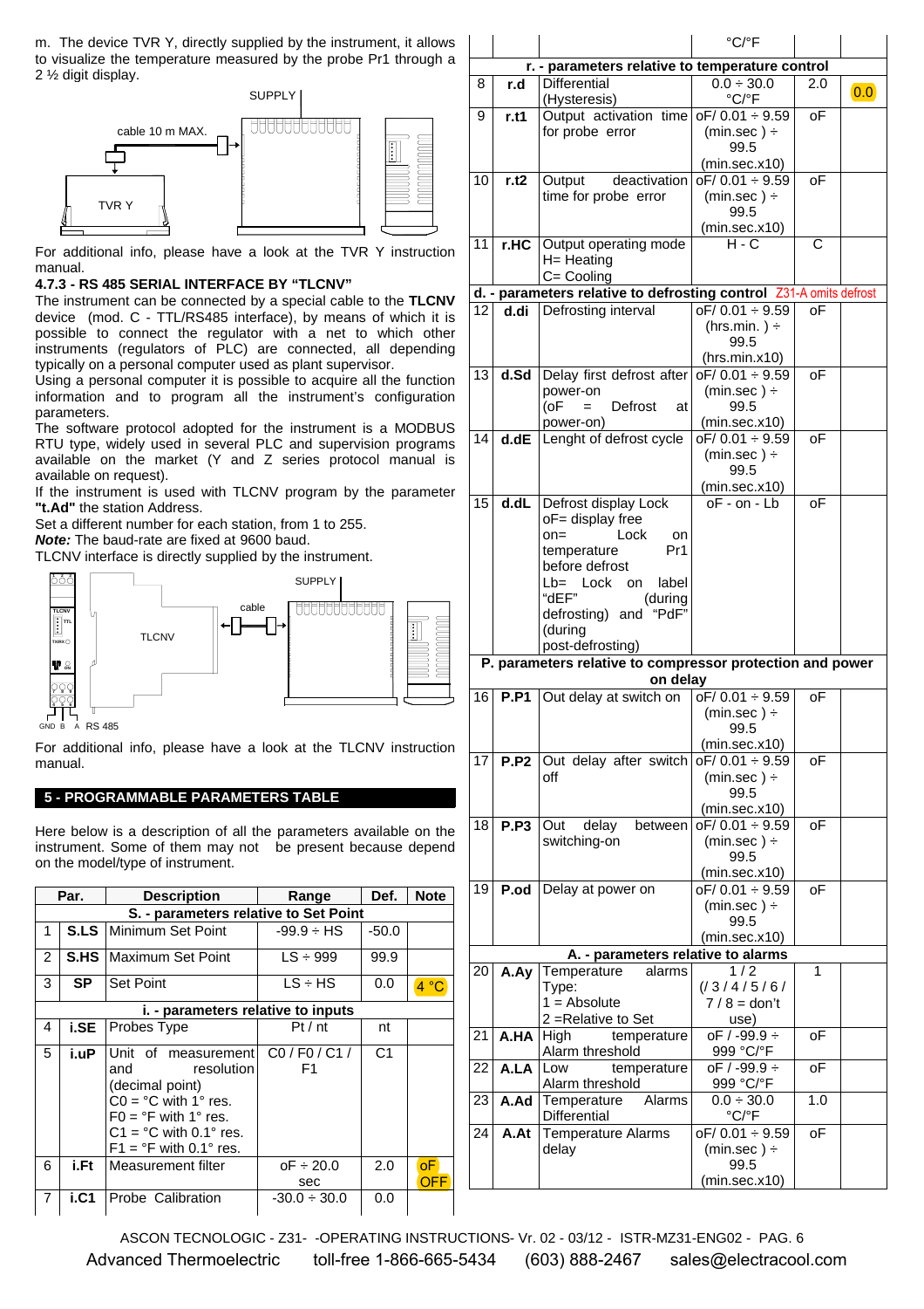m. The device TVR Y, directly supplied by the instrument, it allows to visualize the temperature measured by the probe Pr1 through a 2 ½ digit display.

SUPPLY

cable 10 m MAX.

TVR Y

For additional info, please have a look at the TVR Y instruction manual.

### 4.7.3 - RS 485 SERIAL INTERFACE BY "TLCNV"

The instrument can be connected by a special cable to the **TLCNV** device (mod. C - TTL/RS485 interface), by means of which it is possible to connect the regulator with a net to which other instruments (regulators of PLC) are connected, all depending typically on a personal computer used as plant supervisor.

Using a personal computer it is possible to acquire all the function information and to program all the instrument's configuration parameters.

The software protocol adopted for the instrument is a MODBUS RTU type, widely used in several PLC and supervision programs available on the market (Y and Z series protocol manual is available on request).

If the instrument is used with TLCNV program by the parameter **"t.Ad"** the station Address.

Set a different number for each station, from 1 to 255.

***Note:*** The baud-rate are fixed at 9600 baud.

TLCNV interface is directly supplied by the instrument.

SUPPLY

cable

TLCNV

GND B A RS 485

For additional info, please have a look at the TLCNV instruction manual.

## 5 - PROGRAMMABLE PARAMETERS TABLE

Here below is a description of all the parameters available on the instrument. Some of them may not be present because depend on the model/type of instrument.

| | Par. | Description | Range | Def. | Note |
|---|---|---|---|---|---|
| | | **S. - parameters relative to Set Point** | | | |
| 1 | **S.LS** | Minimum Set Point | -99.9 ÷ HS | -50.0 | |
| 2 | **S.HS** | Maximum Set Point | LS ÷ 999 | 99.9 | |
| 3 | **SP** | Set Point | LS ÷ HS | 0.0 | 4 °C |
| | | **i. - parameters relative to inputs** | | | |
| 4 | **i.SE** | Probes Type | Pt / nt | nt | |
| 5 | **i.uP** | Unit of measurement and resolution (decimal point) C0 = °C with 1° res. F0 = °F with 1° res. C1 = °C with 0.1° res. F1 = °F with 0.1° res. | C0 / F0 / C1 / F1 | C1 | |
| 6 | **i.Ft** | Measurement filter | oF ÷ 20.0 sec | 2.0 | oF OFF |
| 7 | **i.C1** | Probe Calibration | -30.0 ÷ 30.0 °C/°F | 0.0 | |
| | | **r. - parameters relative to temperature control** | | | |
| 8 | **r.d** | Differential (Hysteresis) | 0.0 ÷ 30.0 °C/°F | 2.0 | 0.0 |
| 9 | **r.t1** | Output activation time for probe error | oF/ 0.01 ÷ 9.59 (min.sec ) ÷ 99.5 (min.sec.x10) | oF | |
| 10 | **r.t2** | Output deactivation time for probe error | oF/ 0.01 ÷ 9.59 (min.sec ) ÷ 99.5 (min.sec.x10) | oF | |
| 11 | **r.HC** | Output operating mode H= Heating C= Cooling | H - C | C | |
| | | **d. - parameters relative to defrosting control** Z31-A omits defrost | | | |
| 12 | **d.di** | Defrosting interval | oF/ 0.01 ÷ 9.59 (hrs.min. ) ÷ 99.5 (hrs.min.x10) | oF | |
| 13 | **d.Sd** | Delay first defrost after power-on (oF = Defrost at power-on) | oF/ 0.01 ÷ 9.59 (min.sec ) ÷ 99.5 (min.sec.x10) | oF | |
| 14 | **d.dE** | Lenght of defrost cycle | oF/ 0.01 ÷ 9.59 (min.sec ) ÷ 99.5 (min.sec.x10) | oF | |
| 15 | **d.dL** | Defrost display Lock oF= display free on= Lock on temperature Pr1 before defrost Lb= Lock on label "dEF" (during defrosting) and "PdF" (during post-defrosting) | oF - on - Lb | oF | |
| | | **P. parameters relative to compressor protection and power on delay** | | | |
| 16 | **P.P1** | Out delay at switch on | oF/ 0.01 ÷ 9.59 (min.sec ) ÷ 99.5 (min.sec.x10) | oF | |
| 17 | **P.P2** | Out delay after switch off | oF/ 0.01 ÷ 9.59 (min.sec ) ÷ 99.5 (min.sec.x10) | oF | |
| 18 | **P.P3** | Out delay between switching-on | oF/ 0.01 ÷ 9.59 (min.sec ) ÷ 99.5 (min.sec.x10) | oF | |
| 19 | **P.od** | Delay at power on | oF/ 0.01 ÷ 9.59 (min.sec ) ÷ 99.5 (min.sec.x10) | oF | |
| | | **A. - parameters relative to alarms** | | | |
| 20 | **A.Ay** | Temperature alarms Type: 1 = Absolute 2 =Relative to Set | 1 / 2 (/ 3 / 4 / 5 / 6 / 7 / 8 = don't use) | 1 | |
| 21 | **A.HA** | High temperature Alarm threshold | oF / -99.9 ÷ 999 °C/°F | oF | |
| 22 | **A.LA** | Low temperature Alarm threshold | oF / -99.9 ÷ 999 °C/°F | oF | |
| 23 | **A.Ad** | Temperature Alarms Differential | 0.0 ÷ 30.0 °C/°F | 1.0 | |
| 24 | **A.At** | Temperature Alarms delay | oF/ 0.01 ÷ 9.59 (min.sec ) ÷ 99.5 (min.sec.x10) | oF | |

Advanced Thermoelectric toll-free 1-866-665-5434 (603) 888-2467 sales@electracool.com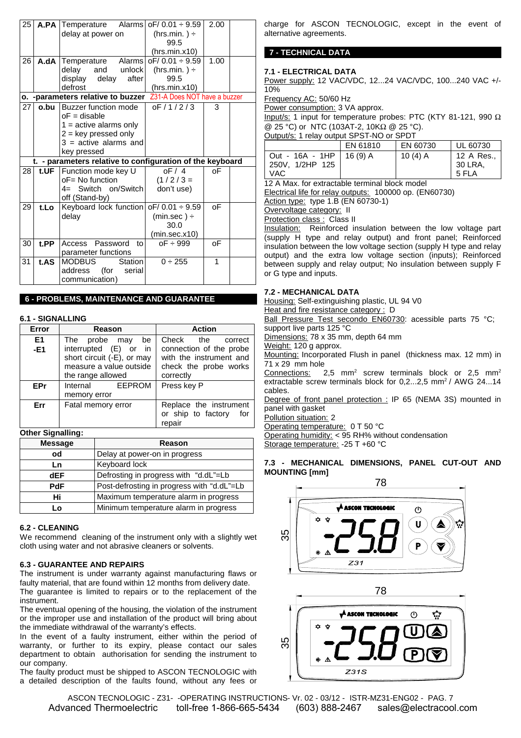| 25 | A.PA | Temperature Alarms delay at power on | oF/ 0.01 ÷ 9.59 (hrs.min. ) ÷ 99.5 (hrs.min.x10) | 2.00 | |
|---|---|---|---|---|---|
| 26 | A.dA | Temperature Alarms delay and unlock display delay after defrost | oF/ 0.01 ÷ 9.59 (hrs.min. ) ÷ 99.5 (hrs.min.x10) | 1.00 | |
| **o. -parameters relative to buzzer** Z31-A Does NOT have a buzzer | | | | | |
| 27 | o.bu | Buzzer function mode<br>oF = disable<br>1 = active alarms only<br>2 = key pressed only<br>3 = active alarms and key pressed | oF / 1 / 2 / 3 | 3 | |
| **t. - parameters relative to configuration of the keyboard** | | | | | |
| 28 | t.UF | Function mode key U<br>oF= No function<br>4= Switch on/Switch off (Stand-by) | oF / 4<br>(1 / 2 / 3 = don't use) | oF | |
| 29 | t.Lo | Keyboard lock function delay | oF/ 0.01 ÷ 9.59 (min.sec ) ÷ 30.0 (min.sec.x10) | oF | |
| 30 | t.PP | Access Password to parameter functions | oF ÷ 999 | oF | |
| 31 | t.AS | MODBUS Station address (for serial communication) | 0 ÷ 255 | 1 | |

## 6 - PROBLEMS, MAINTENANCE AND GUARANTEE

### 6.1 - SIGNALLING

| Error | Reason | Action |
|---|---|---|
| E1<br>-E1 | The probe may be interrupted (E) or in short circuit (-E), or may measure a value outside the range allowed | Check the correct connection of the probe with the instrument and check the probe works correctly |
| EPr | Internal EEPROM memory error | Press key P |
| Err | Fatal memory error | Replace the instrument or ship to factory for repair |

**Other Signalling:**

| Message | Reason |
|---|---|
| od | Delay at power-on in progress |
| Ln | Keyboard lock |
| dEF | Defrosting in progress with "d.dL"=Lb |
| PdF | Post-defrosting in progress with "d.dL"=Lb |
| Hi | Maximum temperature alarm in progress |
| Lo | Minimum temperature alarm in progress |

### 6.2 - CLEANING

We recommend cleaning of the instrument only with a slightly wet cloth using water and not abrasive cleaners or solvents.

### 6.3 - GUARANTEE AND REPAIRS

The instrument is under warranty against manufacturing flaws or faulty material, that are found within 12 months from delivery date.
The guarantee is limited to repairs or to the replacement of the instrument.
The eventual opening of the housing, the violation of the instrument or the improper use and installation of the product will bring about the immediate withdrawal of the warranty's effects.
In the event of a faulty instrument, either within the period of warranty, or further to its expiry, please contact our sales department to obtain authorisation for sending the instrument to our company.
The faulty product must be shipped to ASCON TECNOLOGIC with a detailed description of the faults found, without any fees or charge for ASCON TECNOLOGIC, except in the event of alternative agreements.

## 7 - TECHNICAL DATA

### 7.1 - ELECTRICAL DATA

Power supply: 12 VAC/VDC, 12...24 VAC/VDC, 100...240 VAC +/- 10%
Frequency AC: 50/60 Hz
Power consumption: 3 VA approx.
Input/s: 1 input for temperature probes: PTC (KTY 81-121, 990 Ω @ 25 °C) or NTC (103AT-2, 10KΩ @ 25 °C).
Output/s: 1 relay output SPST-NO or SPDT

| | EN 61810 | EN 60730 | UL 60730 |
|---|---|---|---|
| Out - 16A - 1HP 250V, 1/2HP 125 VAC | 16 (9) A | 10 (4) A | 12 A Res., 30 LRA, 5 FLA |

12 A Max. for extractable terminal block model
Electrical life for relay outputs: 100000 op. (EN60730)
Action type: type 1.B (EN 60730-1)
Overvoltage category: II
Protection class : Class II
Insulation: Reinforced insulation between the low voltage part (supply H type and relay output) and front panel; Reinforced insulation between the low voltage section (supply H type and relay output) and the extra low voltage section (inputs); Reinforced between supply and relay output; No insulation between supply F or G type and inputs.

### 7.2 - MECHANICAL DATA

Housing: Self-extinguishing plastic, UL 94 V0
Heat and fire resistance category : D
Ball Pressure Test secondo EN60730: acessible parts 75 °C; support live parts 125 °C
Dimensions: 78 x 35 mm, depth 64 mm
Weight: 120 g approx.
Mounting: Incorporated Flush in panel (thickness max. 12 mm) in 71 x 29 mm hole
Connections: 2,5 mm² screw terminals block or 2,5 mm² extractable screw terminals block for 0,2...2,5 mm² / AWG 24...14 cables.
Degree of front panel protection : IP 65 (NEMA 3S) mounted in panel with gasket
Pollution situation: 2
Operating temperature: 0 T 50 °C
Operating humidity: < 95 RH% without condensation
Storage temperature: -25 T +60 °C

### 7.3 - MECHANICAL DIMENSIONS, PANEL CUT-OUT AND MOUNTING [mm]

78

35

Z31

78

35

Z31S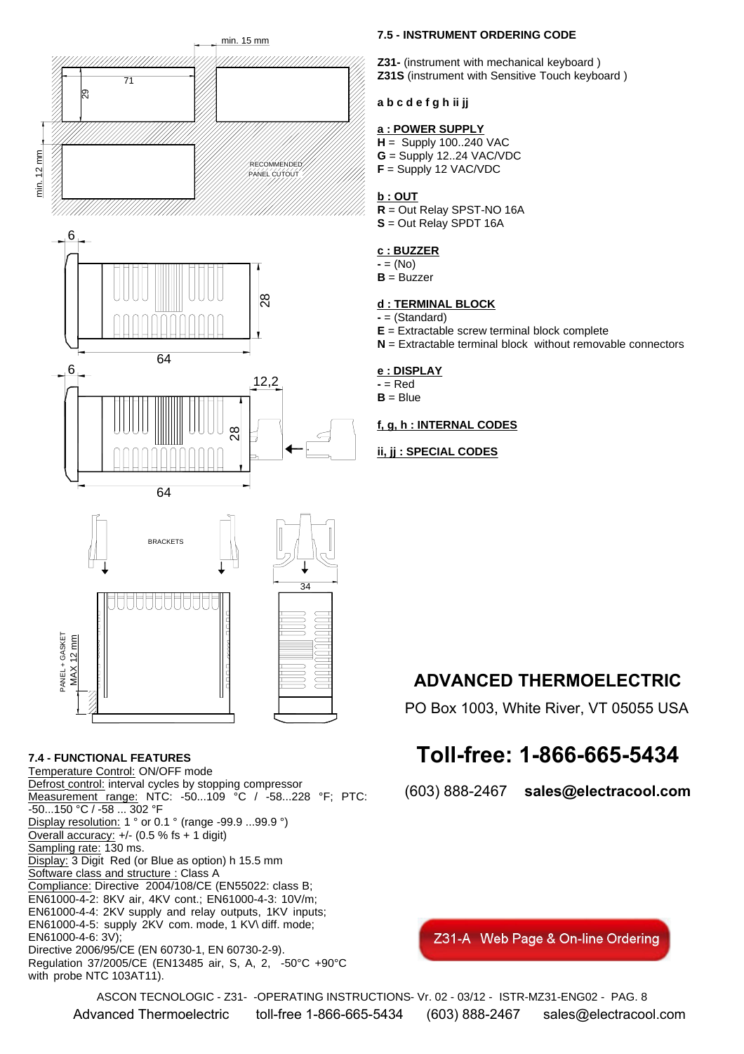### 7.5 - INSTRUMENT ORDERING CODE

**Z31-** (instrument with mechanical keyboard )
**Z31S** (instrument with Sensitive Touch keyboard )

**a b c d e f g h ii jj**

**a : POWER SUPPLY**
**H** = Supply 100..240 VAC
**G** = Supply 12..24 VAC/VDC
**F** = Supply 12 VAC/VDC

**b : OUT**
**R** = Out Relay SPST-NO 16A
**S** = Out Relay SPDT 16A

**c : BUZZER**
**-** = (No)
**B** = Buzzer

**d : TERMINAL BLOCK**
**-** = (Standard)
**E** = Extractable screw terminal block complete
**N** = Extractable terminal block without removable connectors

**e : DISPLAY**
**-** = Red
**B** = Blue

**f, g, h : INTERNAL CODES**

**ii, jj : SPECIAL CODES**

### 7.4 - FUNCTIONAL FEATURES

Temperature Control: ON/OFF mode
Defrost control: interval cycles by stopping compressor
Measurement range: NTC: -50...109 °C / -58...228 °F; PTC: -50...150 °C / -58 ... 302 °F
Display resolution: 1 ° or 0.1 ° (range -99.9 ...99.9 °)
Overall accuracy: +/- (0.5 % fs + 1 digit)
Sampling rate: 130 ms.
Display: 3 Digit Red (or Blue as option) h 15.5 mm
Software class and structure : Class A
Compliance: Directive 2004/108/CE (EN55022: class B; EN61000-4-2: 8KV air, 4KV cont.; EN61000-4-3: 10V/m; EN61000-4-4: 2KV supply and relay outputs, 1KV inputs; EN61000-4-5: supply 2KV com. mode, 1 KV\ diff. mode; EN61000-4-6: 3V);
Directive 2006/95/CE (EN 60730-1, EN 60730-2-9).
Regulation 37/2005/CE (EN13485 air, S, A, 2, -50°C +90°C with probe NTC 103AT11).

## ADVANCED THERMOELECTRIC

PO Box 1003, White River, VT 05055 USA

## Toll-free: 1-866-665-5434

(603) 888-2467 **sales@electracool.com**

Z31-A Web Page & On-line Ordering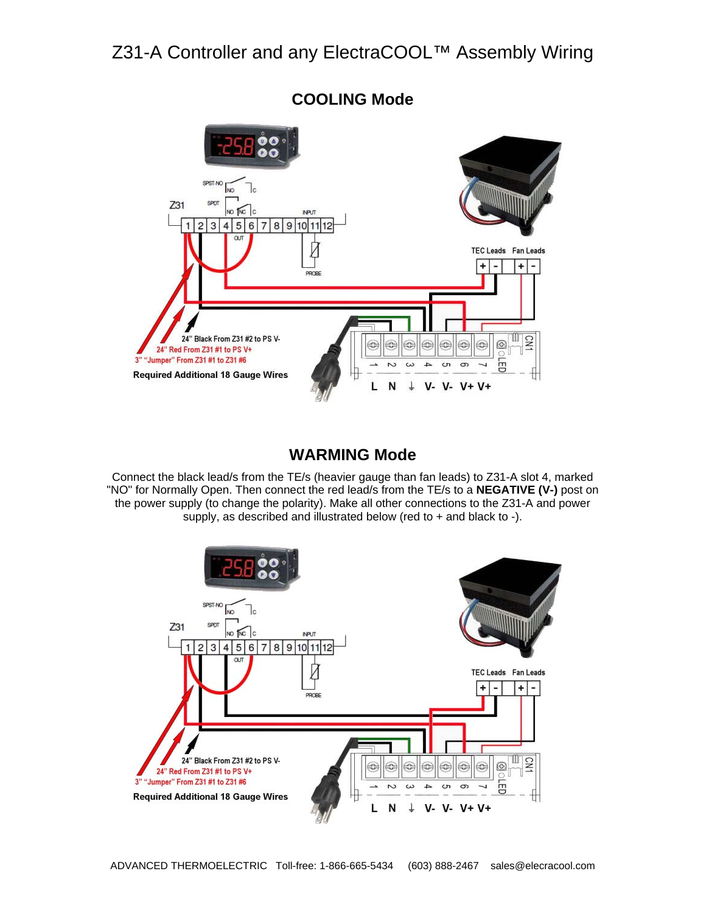# Z31-A Controller and any ElectraCOOL™ Assembly Wiring

## COOLING Mode

SPST-NO
NO
C
Z31
SPDT
NO
NC
C
INPUT
1 2 3 4 5 6 7 8 9 10 11 12
OUT
PROBE
TEC Leads
Fan Leads
+ - + -
24" Black From Z31 #2 to PS V-
24" Red From Z31 #1 to PS V+
3" "Jumper" From Z31 #1 to Z31 #6
Required Additional 18 Gauge Wires
1 2 3 4 5 6 7
LED
CN1
L N ⏚ V- V- V+ V+

## WARMING Mode

Connect the black lead/s from the TE/s (heavier gauge than fan leads) to Z31-A slot 4, marked "NO" for Normally Open. Then connect the red lead/s from the TE/s to a **NEGATIVE (V-)** post on the power supply (to change the polarity). Make all other connections to the Z31-A and power supply, as described and illustrated below (red to + and black to -).

SPST-NO
NO
C
Z31
SPDT
NO
NC
C
INPUT
1 2 3 4 5 6 7 8 9 10 11 12
OUT
PROBE
TEC Leads
Fan Leads
+ - + -
24" Black From Z31 #2 to PS V-
24" Red From Z31 #1 to PS V+
3" "Jumper" From Z31 #1 to Z31 #6
Required Additional 18 Gauge Wires
1 2 3 4 5 6 7
LED
CN1
L N ⏚ V- V- V+ V+

ADVANCED THERMOELECTRIC Toll-free: 1-866-665-5434 (603) 888-2467 sales@elecracool.com